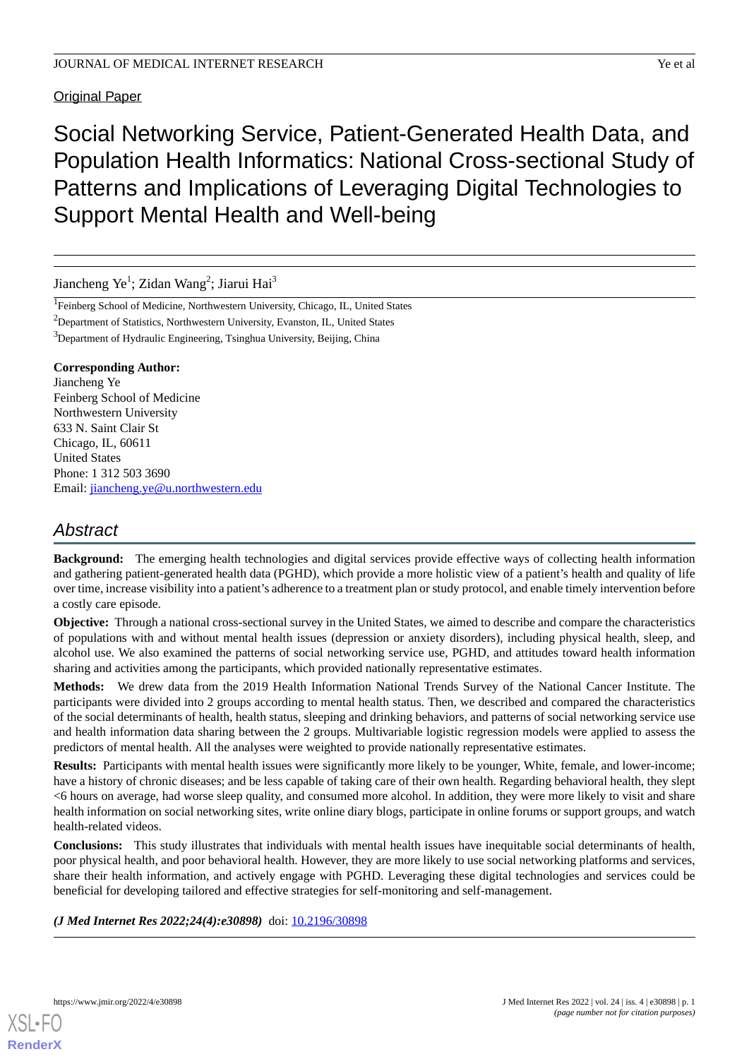Original Paper

# Social Networking Service, Patient-Generated Health Data, and Population Health Informatics: National Cross-sectional Study of Patterns and Implications of Leveraging Digital Technologies to Support Mental Health and Well-being

Jiancheng Ye[1]; Zidan Wang[2]; Jiarui Hai[3]

[1]Feinberg School of Medicine, Northwestern University, Chicago, IL, United States

[2]Department of Statistics, Northwestern University, Evanston, IL, United States

[3]Department of Hydraulic Engineering, Tsinghua University, Beijing, China

**Corresponding Author:**
Jiancheng Ye
Feinberg School of Medicine
Northwestern University
633 N. Saint Clair St
Chicago, IL, 60611
United States
Phone: 1 312 503 3690
Email: jiancheng.ye@u.northwestern.edu

## Abstract

**Background:** The emerging health technologies and digital services provide effective ways of collecting health information and gathering patient-generated health data (PGHD), which provide a more holistic view of a patient's health and quality of life over time, increase visibility into a patient's adherence to a treatment plan or study protocol, and enable timely intervention before a costly care episode.

**Objective:** Through a national cross-sectional survey in the United States, we aimed to describe and compare the characteristics of populations with and without mental health issues (depression or anxiety disorders), including physical health, sleep, and alcohol use. We also examined the patterns of social networking service use, PGHD, and attitudes toward health information sharing and activities among the participants, which provided nationally representative estimates.

**Methods:** We drew data from the 2019 Health Information National Trends Survey of the National Cancer Institute. The participants were divided into 2 groups according to mental health status. Then, we described and compared the characteristics of the social determinants of health, health status, sleeping and drinking behaviors, and patterns of social networking service use and health information data sharing between the 2 groups. Multivariable logistic regression models were applied to assess the predictors of mental health. All the analyses were weighted to provide nationally representative estimates.

**Results:** Participants with mental health issues were significantly more likely to be younger, White, female, and lower-income; have a history of chronic diseases; and be less capable of taking care of their own health. Regarding behavioral health, they slept <6 hours on average, had worse sleep quality, and consumed more alcohol. In addition, they were more likely to visit and share health information on social networking sites, write online diary blogs, participate in online forums or support groups, and watch health-related videos.

**Conclusions:** This study illustrates that individuals with mental health issues have inequitable social determinants of health, poor physical health, and poor behavioral health. However, they are more likely to use social networking platforms and services, share their health information, and actively engage with PGHD. Leveraging these digital technologies and services could be beneficial for developing tailored and effective strategies for self-monitoring and self-management.

***(J Med Internet Res 2022;24(4):e30898)*** doi: 10.2196/30898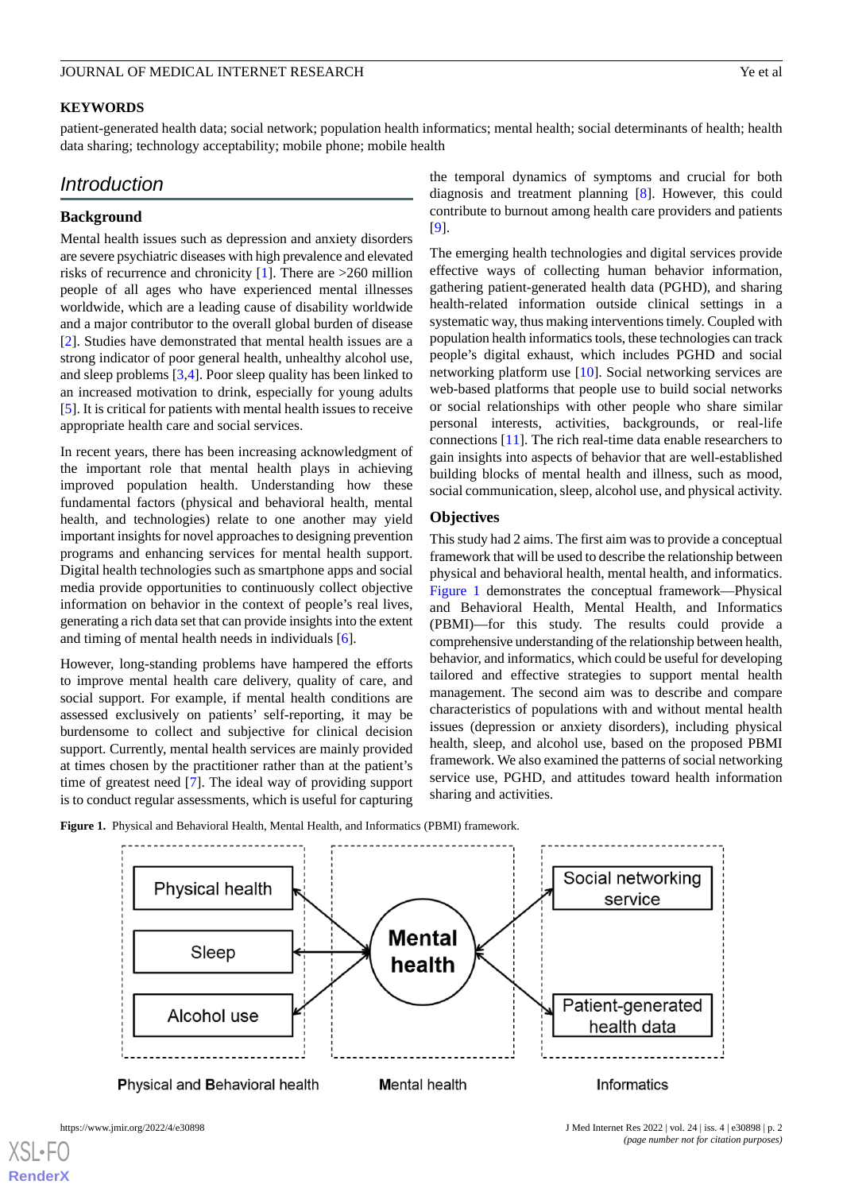**KEYWORDS**

patient-generated health data; social network; population health informatics; mental health; social determinants of health; health data sharing; technology acceptability; mobile phone; mobile health

## Introduction

### Background

Mental health issues such as depression and anxiety disorders are severe psychiatric diseases with high prevalence and elevated risks of recurrence and chronicity [1]. There are >260 million people of all ages who have experienced mental illnesses worldwide, which are a leading cause of disability worldwide and a major contributor to the overall global burden of disease [2]. Studies have demonstrated that mental health issues are a strong indicator of poor general health, unhealthy alcohol use, and sleep problems [3,4]. Poor sleep quality has been linked to an increased motivation to drink, especially for young adults [5]. It is critical for patients with mental health issues to receive appropriate health care and social services.

In recent years, there has been increasing acknowledgment of the important role that mental health plays in achieving improved population health. Understanding how these fundamental factors (physical and behavioral health, mental health, and technologies) relate to one another may yield important insights for novel approaches to designing prevention programs and enhancing services for mental health support. Digital health technologies such as smartphone apps and social media provide opportunities to continuously collect objective information on behavior in the context of people's real lives, generating a rich data set that can provide insights into the extent and timing of mental health needs in individuals [6].

However, long-standing problems have hampered the efforts to improve mental health care delivery, quality of care, and social support. For example, if mental health conditions are assessed exclusively on patients' self-reporting, it may be burdensome to collect and subjective for clinical decision support. Currently, mental health services are mainly provided at times chosen by the practitioner rather than at the patient's time of greatest need [7]. The ideal way of providing support is to conduct regular assessments, which is useful for capturing the temporal dynamics of symptoms and crucial for both diagnosis and treatment planning [8]. However, this could contribute to burnout among health care providers and patients [9].

The emerging health technologies and digital services provide effective ways of collecting human behavior information, gathering patient-generated health data (PGHD), and sharing health-related information outside clinical settings in a systematic way, thus making interventions timely. Coupled with population health informatics tools, these technologies can track people's digital exhaust, which includes PGHD and social networking platform use [10]. Social networking services are web-based platforms that people use to build social networks or social relationships with other people who share similar personal interests, activities, backgrounds, or real-life connections [11]. The rich real-time data enable researchers to gain insights into aspects of behavior that are well-established building blocks of mental health and illness, such as mood, social communication, sleep, alcohol use, and physical activity.

### Objectives

This study had 2 aims. The first aim was to provide a conceptual framework that will be used to describe the relationship between physical and behavioral health, mental health, and informatics. Figure 1 demonstrates the conceptual framework—Physical and Behavioral Health, Mental Health, and Informatics (PBMI)—for this study. The results could provide a comprehensive understanding of the relationship between health, behavior, and informatics, which could be useful for developing tailored and effective strategies to support mental health management. The second aim was to describe and compare characteristics of populations with and without mental health issues (depression or anxiety disorders), including physical health, sleep, and alcohol use, based on the proposed PBMI framework. We also examined the patterns of social networking service use, PGHD, and attitudes toward health information sharing and activities.

**Figure 1.** Physical and Behavioral Health, Mental Health, and Informatics (PBMI) framework.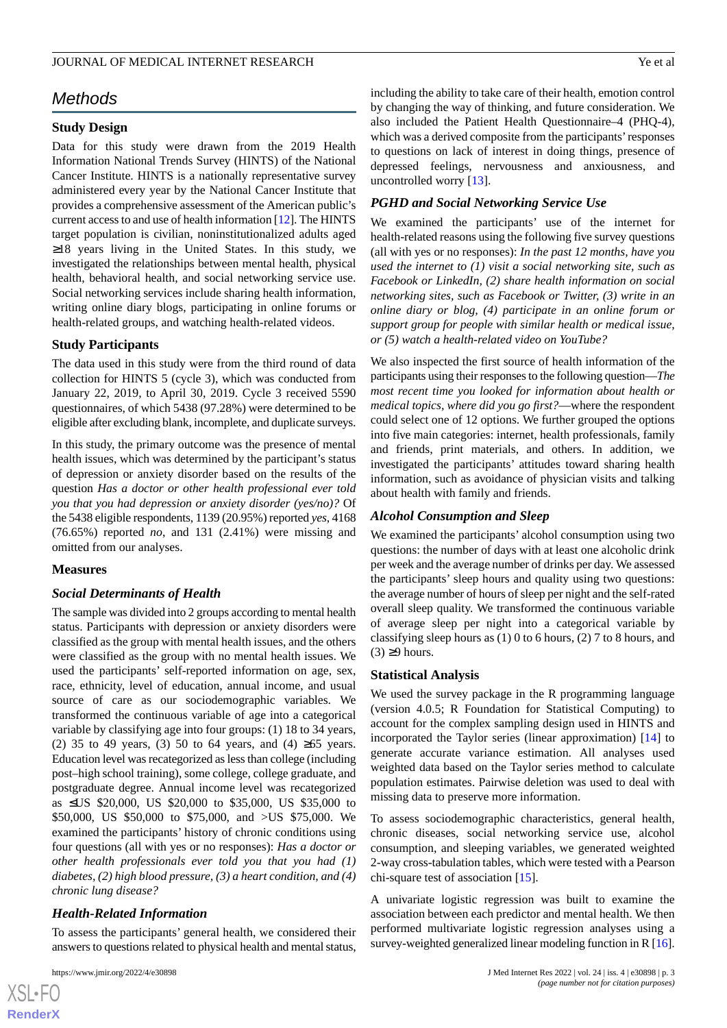## Methods

### Study Design

Data for this study were drawn from the 2019 Health Information National Trends Survey (HINTS) of the National Cancer Institute. HINTS is a nationally representative survey administered every year by the National Cancer Institute that provides a comprehensive assessment of the American public's current access to and use of health information [12]. The HINTS target population is civilian, noninstitutionalized adults aged ≥18 years living in the United States. In this study, we investigated the relationships between mental health, physical health, behavioral health, and social networking service use. Social networking services include sharing health information, writing online diary blogs, participating in online forums or health-related groups, and watching health-related videos.

### Study Participants

The data used in this study were from the third round of data collection for HINTS 5 (cycle 3), which was conducted from January 22, 2019, to April 30, 2019. Cycle 3 received 5590 questionnaires, of which 5438 (97.28%) were determined to be eligible after excluding blank, incomplete, and duplicate surveys.

In this study, the primary outcome was the presence of mental health issues, which was determined by the participant's status of depression or anxiety disorder based on the results of the question *Has a doctor or other health professional ever told you that you had depression or anxiety disorder (yes/no)?* Of the 5438 eligible respondents, 1139 (20.95%) reported *yes*, 4168 (76.65%) reported *no*, and 131 (2.41%) were missing and omitted from our analyses.

### Measures

#### *Social Determinants of Health*

The sample was divided into 2 groups according to mental health status. Participants with depression or anxiety disorders were classified as the group with mental health issues, and the others were classified as the group with no mental health issues. We used the participants' self-reported information on age, sex, race, ethnicity, level of education, annual income, and usual source of care as our sociodemographic variables. We transformed the continuous variable of age into a categorical variable by classifying age into four groups: (1) 18 to 34 years, (2) 35 to 49 years, (3) 50 to 64 years, and (4) ≥65 years. Education level was recategorized as less than college (including post–high school training), some college, college graduate, and postgraduate degree. Annual income level was recategorized as ≤US $20,000, US $20,000 to $35,000, US $35,000 to $50,000, US $50,000 to $75,000, and >US $75,000. We examined the participants' history of chronic conditions using four questions (all with yes or no responses): *Has a doctor or other health professionals ever told you that you had (1) diabetes, (2) high blood pressure, (3) a heart condition, and (4) chronic lung disease?*

#### *Health-Related Information*

To assess the participants' general health, we considered their answers to questions related to physical health and mental status, including the ability to take care of their health, emotion control by changing the way of thinking, and future consideration. We also included the Patient Health Questionnaire–4 (PHQ-4), which was a derived composite from the participants' responses to questions on lack of interest in doing things, presence of depressed feelings, nervousness and anxiousness, and uncontrolled worry [13].

#### *PGHD and Social Networking Service Use*

We examined the participants' use of the internet for health-related reasons using the following five survey questions (all with yes or no responses): *In the past 12 months, have you used the internet to (1) visit a social networking site, such as Facebook or LinkedIn, (2) share health information on social networking sites, such as Facebook or Twitter, (3) write in an online diary or blog, (4) participate in an online forum or support group for people with similar health or medical issue, or (5) watch a health-related video on YouTube?*

We also inspected the first source of health information of the participants using their responses to the following question—*The most recent time you looked for information about health or medical topics, where did you go first?*—where the respondent could select one of 12 options. We further grouped the options into five main categories: internet, health professionals, family and friends, print materials, and others. In addition, we investigated the participants' attitudes toward sharing health information, such as avoidance of physician visits and talking about health with family and friends.

#### *Alcohol Consumption and Sleep*

We examined the participants' alcohol consumption using two questions: the number of days with at least one alcoholic drink per week and the average number of drinks per day. We assessed the participants' sleep hours and quality using two questions: the average number of hours of sleep per night and the self-rated overall sleep quality. We transformed the continuous variable of average sleep per night into a categorical variable by classifying sleep hours as (1) 0 to 6 hours, (2) 7 to 8 hours, and (3) ≥9 hours.

### Statistical Analysis

We used the survey package in the R programming language (version 4.0.5; R Foundation for Statistical Computing) to account for the complex sampling design used in HINTS and incorporated the Taylor series (linear approximation) [14] to generate accurate variance estimation. All analyses used weighted data based on the Taylor series method to calculate population estimates. Pairwise deletion was used to deal with missing data to preserve more information.

To assess sociodemographic characteristics, general health, chronic diseases, social networking service use, alcohol consumption, and sleeping variables, we generated weighted 2-way cross-tabulation tables, which were tested with a Pearson chi-square test of association [15].

A univariate logistic regression was built to examine the association between each predictor and mental health. We then performed multivariate logistic regression analyses using a survey-weighted generalized linear modeling function in R [16].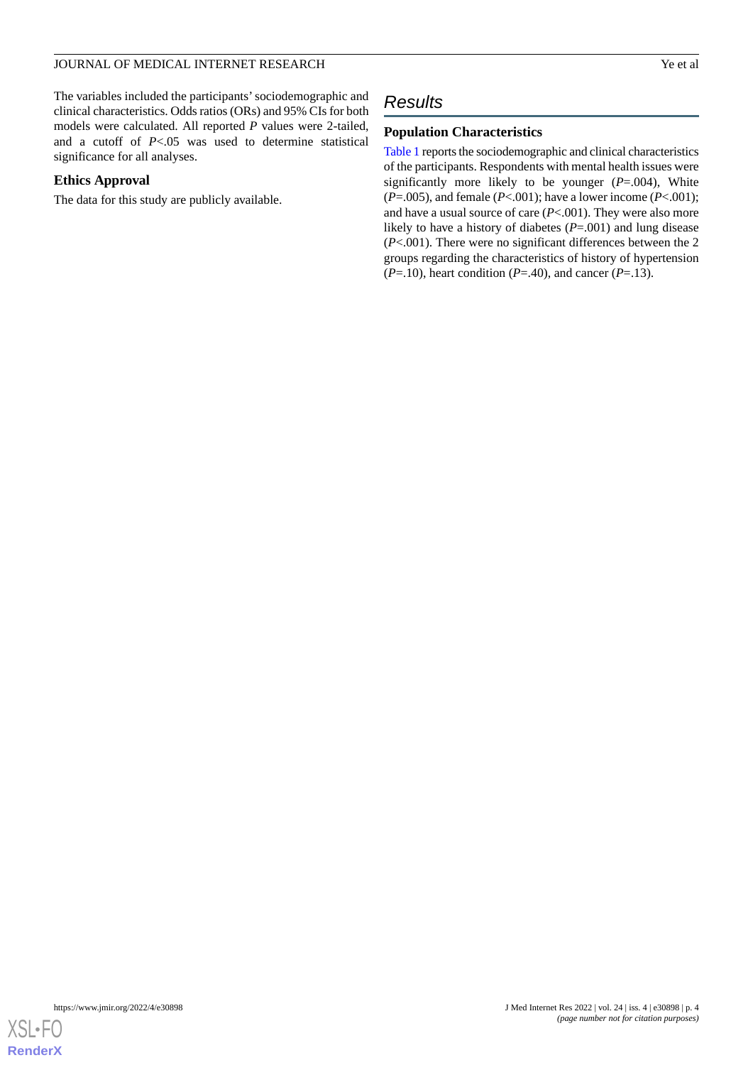The variables included the participants' sociodemographic and clinical characteristics. Odds ratios (ORs) and 95% CIs for both models were calculated. All reported *P* values were 2-tailed, and a cutoff of $P<.05$ was used to determine statistical significance for all analyses.

### Ethics Approval

The data for this study are publicly available.

## Results

### Population Characteristics

Table 1 reports the sociodemographic and clinical characteristics of the participants. Respondents with mental health issues were significantly more likely to be younger ($P=.004$), White ($P=.005$), and female ($P<.001$); have a lower income ($P<.001$); and have a usual source of care ($P<.001$). They were also more likely to have a history of diabetes ($P=.001$) and lung disease ($P<.001$). There were no significant differences between the 2 groups regarding the characteristics of history of hypertension ($P=.10$), heart condition ($P=.40$), and cancer ($P=.13$).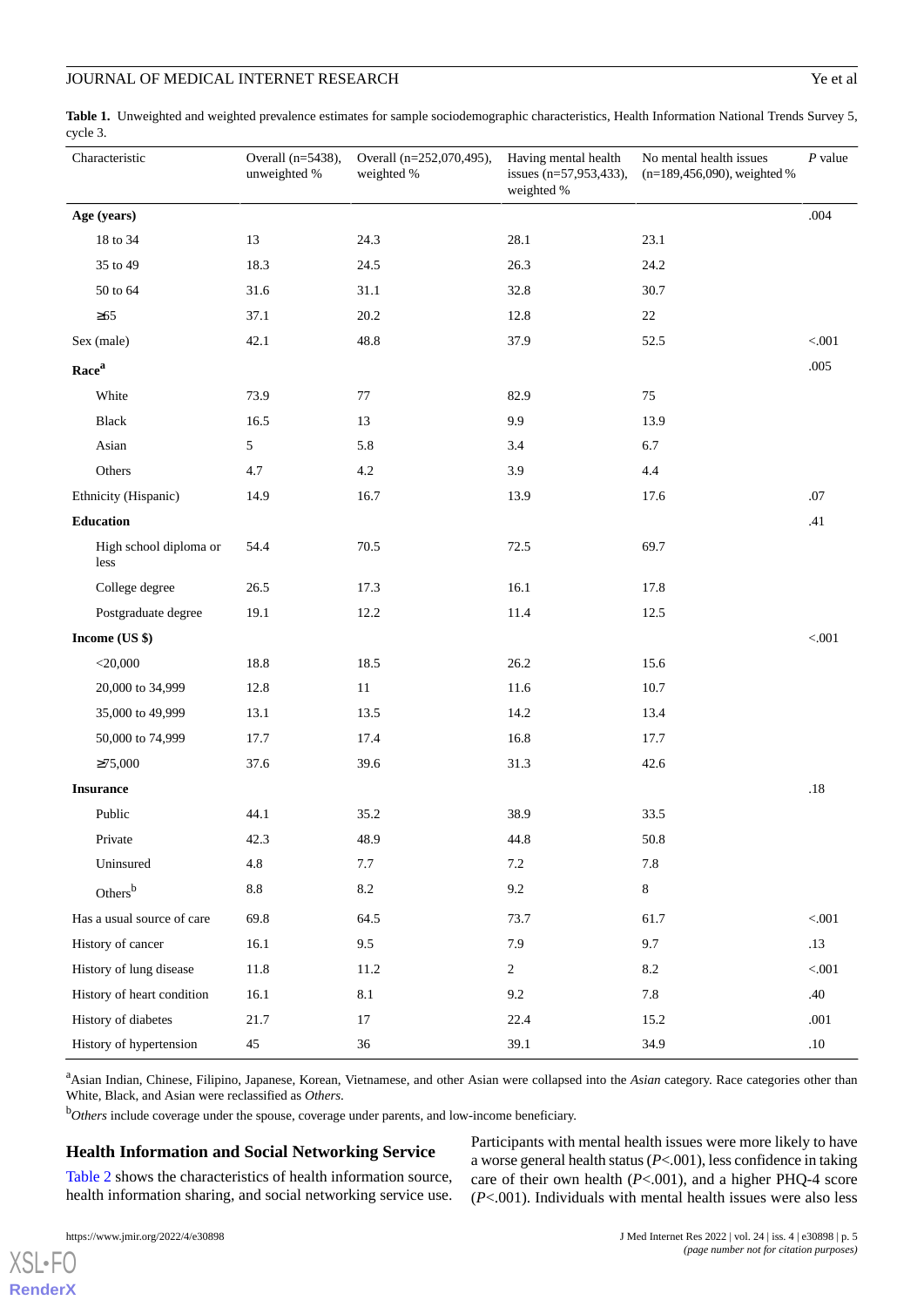**Table 1.** Unweighted and weighted prevalence estimates for sample sociodemographic characteristics, Health Information National Trends Survey 5, cycle 3.

| Characteristic | Overall (n=5438), unweighted % | Overall (n=252,070,495), weighted % | Having mental health issues (n=57,953,433), weighted % | No mental health issues (n=189,456,090), weighted % | *P* value |
|---|---|---|---|---|---|
| **Age (years)** | | | | | .004 |
| 18 to 34 | 13 | 24.3 | 28.1 | 23.1 | |
| 35 to 49 | 18.3 | 24.5 | 26.3 | 24.2 | |
| 50 to 64 | 31.6 | 31.1 | 32.8 | 30.7 | |
| ≥65 | 37.1 | 20.2 | 12.8 | 22 | |
| Sex (male) | 42.1 | 48.8 | 37.9 | 52.5 | <.001 |
| **Race**[a] | | | | | .005 |
| White | 73.9 | 77 | 82.9 | 75 | |
| Black | 16.5 | 13 | 9.9 | 13.9 | |
| Asian | 5 | 5.8 | 3.4 | 6.7 | |
| Others | 4.7 | 4.2 | 3.9 | 4.4 | |
| Ethnicity (Hispanic) | 14.9 | 16.7 | 13.9 | 17.6 | .07 |
| **Education** | | | | | .41 |
| High school diploma or less | 54.4 | 70.5 | 72.5 | 69.7 | |
| College degree | 26.5 | 17.3 | 16.1 | 17.8 | |
| Postgraduate degree | 19.1 | 12.2 | 11.4 | 12.5 | |
| **Income (US $)** | | | | | <.001 |
| <20,000 | 18.8 | 18.5 | 26.2 | 15.6 | |
| 20,000 to 34,999 | 12.8 | 11 | 11.6 | 10.7 | |
| 35,000 to 49,999 | 13.1 | 13.5 | 14.2 | 13.4 | |
| 50,000 to 74,999 | 17.7 | 17.4 | 16.8 | 17.7 | |
| ≥75,000 | 37.6 | 39.6 | 31.3 | 42.6 | |
| **Insurance** | | | | | .18 |
| Public | 44.1 | 35.2 | 38.9 | 33.5 | |
| Private | 42.3 | 48.9 | 44.8 | 50.8 | |
| Uninsured | 4.8 | 7.7 | 7.2 | 7.8 | |
| Others[b] | 8.8 | 8.2 | 9.2 | 8 | |
| Has a usual source of care | 69.8 | 64.5 | 73.7 | 61.7 | <.001 |
| History of cancer | 16.1 | 9.5 | 7.9 | 9.7 | .13 |
| History of lung disease | 11.8 | 11.2 | 2 | 8.2 | <.001 |
| History of heart condition | 16.1 | 8.1 | 9.2 | 7.8 | .40 |
| History of diabetes | 21.7 | 17 | 22.4 | 15.2 | .001 |
| History of hypertension | 45 | 36 | 39.1 | 34.9 | .10 |

[a]Asian Indian, Chinese, Filipino, Japanese, Korean, Vietnamese, and other Asian were collapsed into the *Asian* category. Race categories other than White, Black, and Asian were reclassified as *Others*.

[b]*Others* include coverage under the spouse, coverage under parents, and low-income beneficiary.

## Health Information and Social Networking Service

Table 2 shows the characteristics of health information source, health information sharing, and social networking service use. Participants with mental health issues were more likely to have a worse general health status (*P*<.001), less confidence in taking care of their own health (*P*<.001), and a higher PHQ-4 score (*P*<.001). Individuals with mental health issues were also less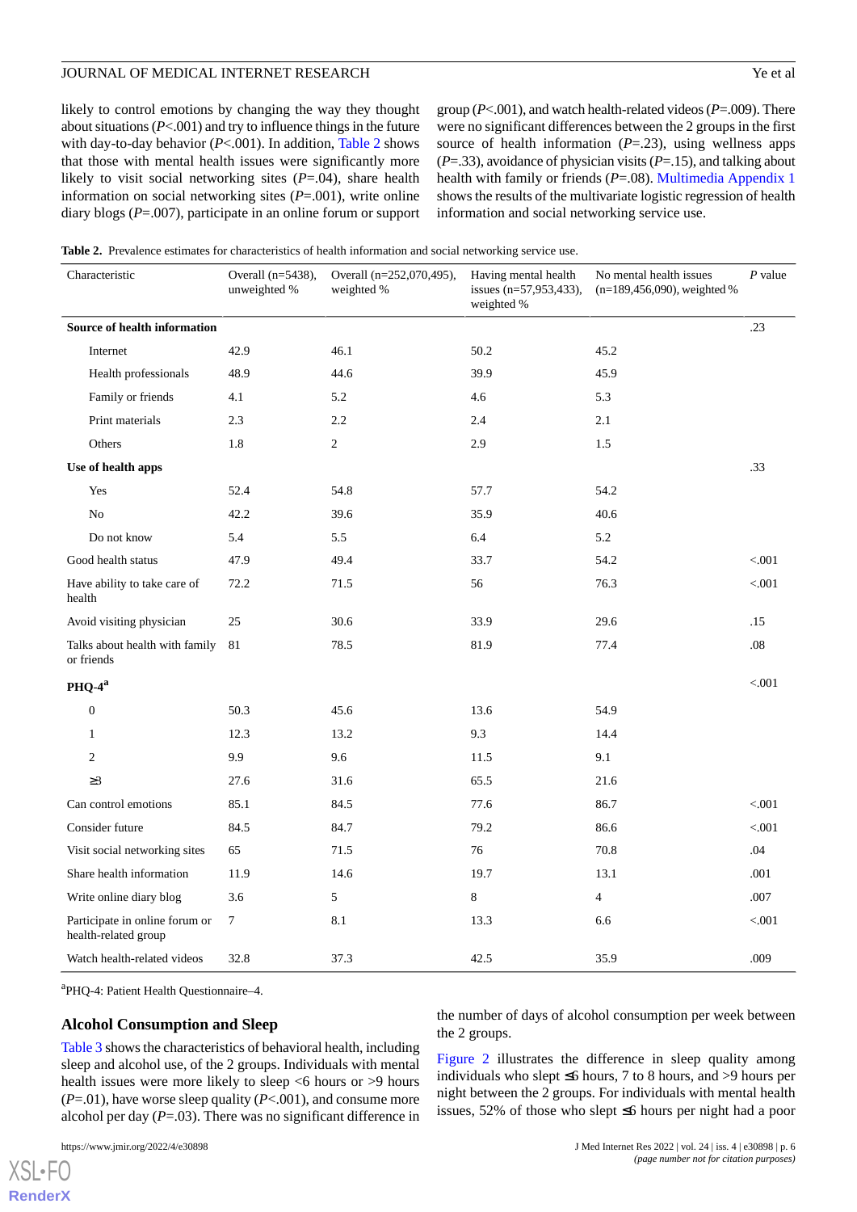likely to control emotions by changing the way they thought about situations (*P*<.001) and try to influence things in the future with day-to-day behavior (*P*<.001). In addition, Table 2 shows that those with mental health issues were significantly more likely to visit social networking sites (*P*=.04), share health information on social networking sites (*P*=.001), write online diary blogs (*P*=.007), participate in an online forum or support group (*P*<.001), and watch health-related videos (*P*=.009). There were no significant differences between the 2 groups in the first source of health information (*P*=.23), using wellness apps (*P*=.33), avoidance of physician visits (*P*=.15), and talking about health with family or friends (*P*=.08). Multimedia Appendix 1 shows the results of the multivariate logistic regression of health information and social networking service use.

**Table 2.** Prevalence estimates for characteristics of health information and social networking service use.

| Characteristic | Overall (n=5438), unweighted % | Overall (n=252,070,495), weighted % | Having mental health issues (n=57,953,433), weighted % | No mental health issues (n=189,456,090), weighted % | *P* value |
|---|---|---|---|---|---|
| **Source of health information** | | | | | .23 |
| Internet | 42.9 | 46.1 | 50.2 | 45.2 | |
| Health professionals | 48.9 | 44.6 | 39.9 | 45.9 | |
| Family or friends | 4.1 | 5.2 | 4.6 | 5.3 | |
| Print materials | 2.3 | 2.2 | 2.4 | 2.1 | |
| Others | 1.8 | 2 | 2.9 | 1.5 | |
| **Use of health apps** | | | | | .33 |
| Yes | 52.4 | 54.8 | 57.7 | 54.2 | |
| No | 42.2 | 39.6 | 35.9 | 40.6 | |
| Do not know | 5.4 | 5.5 | 6.4 | 5.2 | |
| Good health status | 47.9 | 49.4 | 33.7 | 54.2 | <.001 |
| Have ability to take care of health | 72.2 | 71.5 | 56 | 76.3 | <.001 |
| Avoid visiting physician | 25 | 30.6 | 33.9 | 29.6 | .15 |
| Talks about health with family or friends | 81 | 78.5 | 81.9 | 77.4 | .08 |
| **PHQ-4**[a] | | | | | <.001 |
| 0 | 50.3 | 45.6 | 13.6 | 54.9 | |
| 1 | 12.3 | 13.2 | 9.3 | 14.4 | |
| 2 | 9.9 | 9.6 | 11.5 | 9.1 | |
| ≥3 | 27.6 | 31.6 | 65.5 | 21.6 | |
| Can control emotions | 85.1 | 84.5 | 77.6 | 86.7 | <.001 |
| Consider future | 84.5 | 84.7 | 79.2 | 86.6 | <.001 |
| Visit social networking sites | 65 | 71.5 | 76 | 70.8 | .04 |
| Share health information | 11.9 | 14.6 | 19.7 | 13.1 | .001 |
| Write online diary blog | 3.6 | 5 | 8 | 4 | .007 |
| Participate in online forum or health-related group | 7 | 8.1 | 13.3 | 6.6 | <.001 |
| Watch health-related videos | 32.8 | 37.3 | 42.5 | 35.9 | .009 |

[a]PHQ-4: Patient Health Questionnaire–4.

## Alcohol Consumption and Sleep

Table 3 shows the characteristics of behavioral health, including sleep and alcohol use, of the 2 groups. Individuals with mental health issues were more likely to sleep <6 hours or >9 hours (*P*=.01), have worse sleep quality (*P*<.001), and consume more alcohol per day (*P*=.03). There was no significant difference in the number of days of alcohol consumption per week between the 2 groups.

Figure 2 illustrates the difference in sleep quality among individuals who slept ≤6 hours, 7 to 8 hours, and >9 hours per night between the 2 groups. For individuals with mental health issues, 52% of those who slept ≤6 hours per night had a poor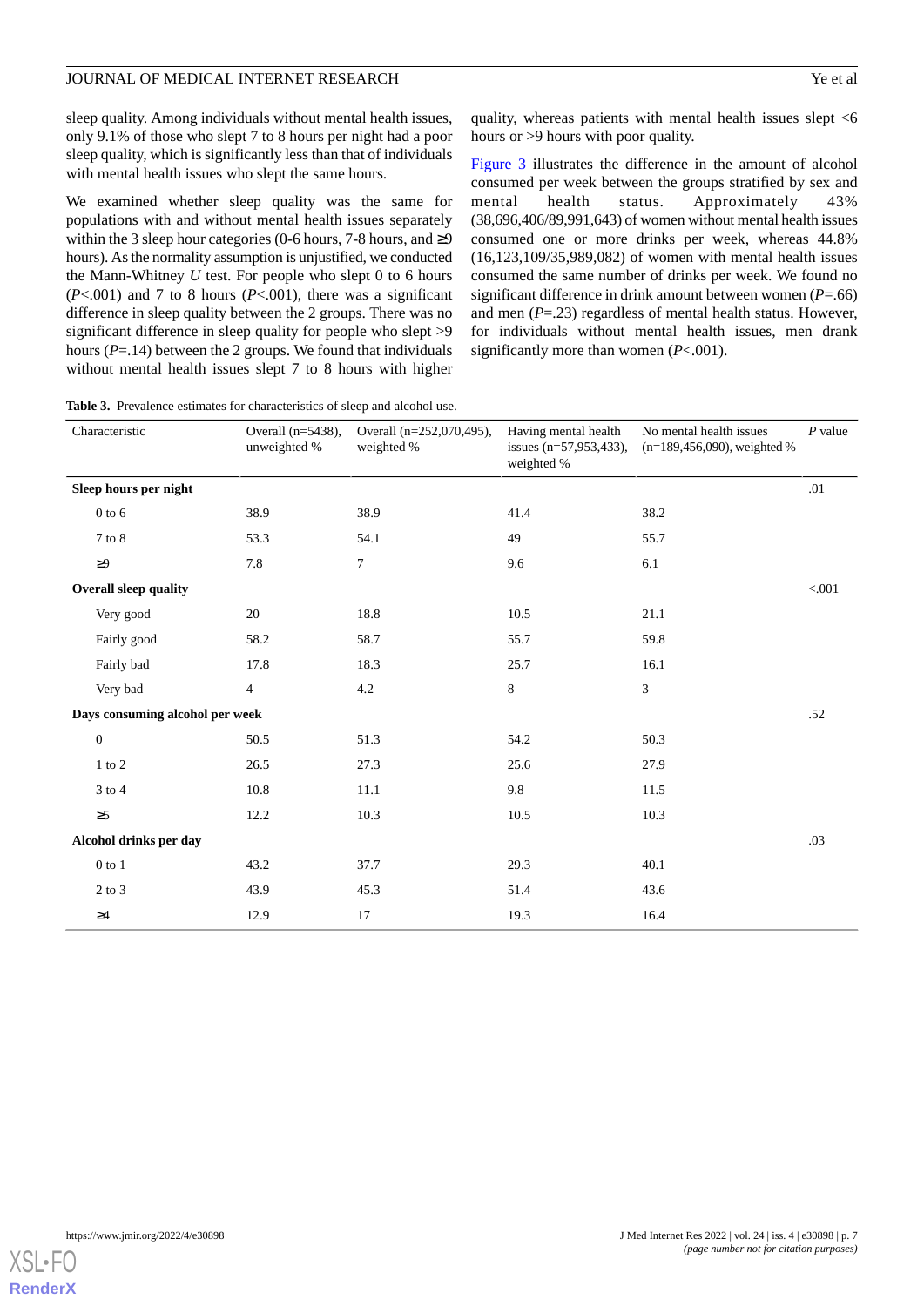sleep quality. Among individuals without mental health issues, only 9.1% of those who slept 7 to 8 hours per night had a poor sleep quality, which is significantly less than that of individuals with mental health issues who slept the same hours.

We examined whether sleep quality was the same for populations with and without mental health issues separately within the 3 sleep hour categories (0-6 hours, 7-8 hours, and ≥9 hours). As the normality assumption is unjustified, we conducted the Mann-Whitney *U* test. For people who slept 0 to 6 hours (*P*<.001) and 7 to 8 hours (*P*<.001), there was a significant difference in sleep quality between the 2 groups. There was no significant difference in sleep quality for people who slept >9 hours (*P*=.14) between the 2 groups. We found that individuals without mental health issues slept 7 to 8 hours with higher quality, whereas patients with mental health issues slept <6 hours or >9 hours with poor quality.

Figure 3 illustrates the difference in the amount of alcohol consumed per week between the groups stratified by sex and mental health status. Approximately 43% (38,696,406/89,991,643) of women without mental health issues consumed one or more drinks per week, whereas 44.8% (16,123,109/35,989,082) of women with mental health issues consumed the same number of drinks per week. We found no significant difference in drink amount between women (*P*=.66) and men (*P*=.23) regardless of mental health status. However, for individuals without mental health issues, men drank significantly more than women (*P*<.001).

**Table 3.** Prevalence estimates for characteristics of sleep and alcohol use.

| Characteristic | Overall (n=5438), unweighted % | Overall (n=252,070,495), weighted % | Having mental health issues (n=57,953,433), weighted % | No mental health issues (n=189,456,090), weighted % | *P* value |
|---|---|---|---|---|---|
| **Sleep hours per night** | | | | | .01 |
| 0 to 6 | 38.9 | 38.9 | 41.4 | 38.2 | |
| 7 to 8 | 53.3 | 54.1 | 49 | 55.7 | |
| ≥9 | 7.8 | 7 | 9.6 | 6.1 | |
| **Overall sleep quality** | | | | | <.001 |
| Very good | 20 | 18.8 | 10.5 | 21.1 | |
| Fairly good | 58.2 | 58.7 | 55.7 | 59.8 | |
| Fairly bad | 17.8 | 18.3 | 25.7 | 16.1 | |
| Very bad | 4 | 4.2 | 8 | 3 | |
| **Days consuming alcohol per week** | | | | | .52 |
| 0 | 50.5 | 51.3 | 54.2 | 50.3 | |
| 1 to 2 | 26.5 | 27.3 | 25.6 | 27.9 | |
| 3 to 4 | 10.8 | 11.1 | 9.8 | 11.5 | |
| ≥5 | 12.2 | 10.3 | 10.5 | 10.3 | |
| **Alcohol drinks per day** | | | | | .03 |
| 0 to 1 | 43.2 | 37.7 | 29.3 | 40.1 | |
| 2 to 3 | 43.9 | 45.3 | 51.4 | 43.6 | |
| ≥4 | 12.9 | 17 | 19.3 | 16.4 | |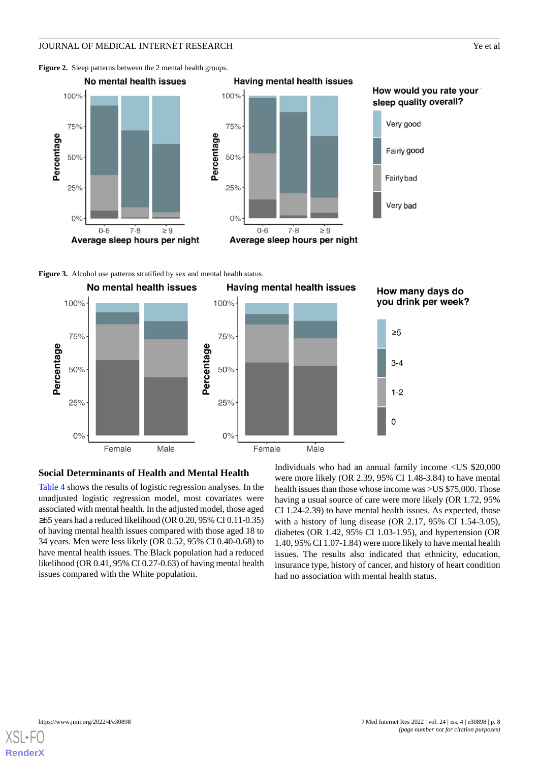**Figure 2.** Sleep patterns between the 2 mental health groups.

**Figure 3.** Alcohol use patterns stratified by sex and mental health status.

## Social Determinants of Health and Mental Health

Table 4 shows the results of logistic regression analyses. In the unadjusted logistic regression model, most covariates were associated with mental health. In the adjusted model, those aged ≥65 years had a reduced likelihood (OR 0.20, 95% CI 0.11-0.35) of having mental health issues compared with those aged 18 to 34 years. Men were less likely (OR 0.52, 95% CI 0.40-0.68) to have mental health issues. The Black population had a reduced likelihood (OR 0.41, 95% CI 0.27-0.63) of having mental health issues compared with the White population.

Individuals who had an annual family income <US $20,000 were more likely (OR 2.39, 95% CI 1.48-3.84) to have mental health issues than those whose income was >US $75,000. Those having a usual source of care were more likely (OR 1.72, 95% CI 1.24-2.39) to have mental health issues. As expected, those with a history of lung disease (OR 2.17, 95% CI 1.54-3.05), diabetes (OR 1.42, 95% CI 1.03-1.95), and hypertension (OR 1.40, 95% CI 1.07-1.84) were more likely to have mental health issues. The results also indicated that ethnicity, education, insurance type, history of cancer, and history of heart condition had no association with mental health status.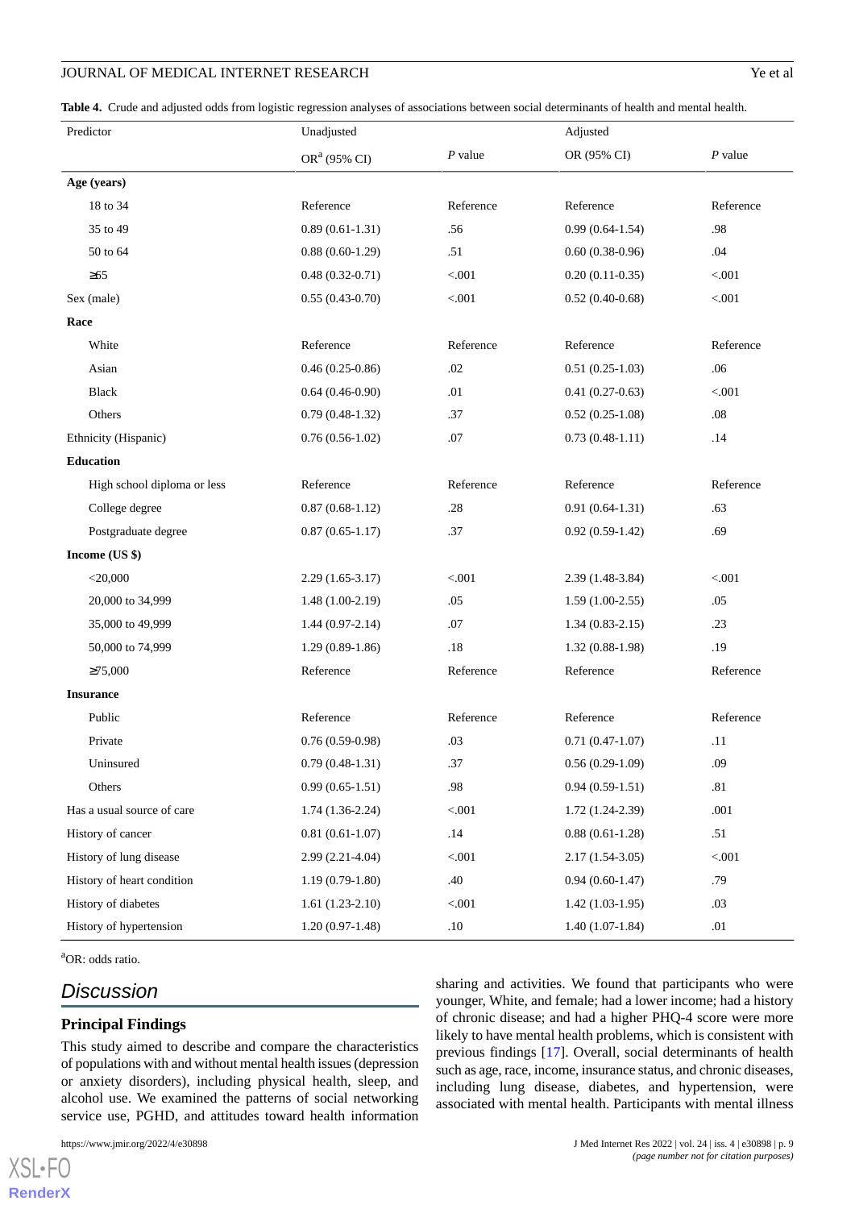**Table 4.** Crude and adjusted odds from logistic regression analyses of associations between social determinants of health and mental health.

| Predictor | Unadjusted | | Adjusted | |
|---|---|---|---|---|
| | OR[a] (95% CI) | *P* value | OR (95% CI) | *P* value |
| **Age (years)** | | | | |
| 18 to 34 | Reference | Reference | Reference | Reference |
| 35 to 49 | 0.89 (0.61-1.31) | .56 | 0.99 (0.64-1.54) | .98 |
| 50 to 64 | 0.88 (0.60-1.29) | .51 | 0.60 (0.38-0.96) | .04 |
| ≥65 | 0.48 (0.32-0.71) | <.001 | 0.20 (0.11-0.35) | <.001 |
| Sex (male) | 0.55 (0.43-0.70) | <.001 | 0.52 (0.40-0.68) | <.001 |
| **Race** | | | | |
| White | Reference | Reference | Reference | Reference |
| Asian | 0.46 (0.25-0.86) | .02 | 0.51 (0.25-1.03) | .06 |
| Black | 0.64 (0.46-0.90) | .01 | 0.41 (0.27-0.63) | <.001 |
| Others | 0.79 (0.48-1.32) | .37 | 0.52 (0.25-1.08) | .08 |
| Ethnicity (Hispanic) | 0.76 (0.56-1.02) | .07 | 0.73 (0.48-1.11) | .14 |
| **Education** | | | | |
| High school diploma or less | Reference | Reference | Reference | Reference |
| College degree | 0.87 (0.68-1.12) | .28 | 0.91 (0.64-1.31) | .63 |
| Postgraduate degree | 0.87 (0.65-1.17) | .37 | 0.92 (0.59-1.42) | .69 |
| **Income (US $)** | | | | |
| <20,000 | 2.29 (1.65-3.17) | <.001 | 2.39 (1.48-3.84) | <.001 |
| 20,000 to 34,999 | 1.48 (1.00-2.19) | .05 | 1.59 (1.00-2.55) | .05 |
| 35,000 to 49,999 | 1.44 (0.97-2.14) | .07 | 1.34 (0.83-2.15) | .23 |
| 50,000 to 74,999 | 1.29 (0.89-1.86) | .18 | 1.32 (0.88-1.98) | .19 |
| ≥75,000 | Reference | Reference | Reference | Reference |
| **Insurance** | | | | |
| Public | Reference | Reference | Reference | Reference |
| Private | 0.76 (0.59-0.98) | .03 | 0.71 (0.47-1.07) | .11 |
| Uninsured | 0.79 (0.48-1.31) | .37 | 0.56 (0.29-1.09) | .09 |
| Others | 0.99 (0.65-1.51) | .98 | 0.94 (0.59-1.51) | .81 |
| Has a usual source of care | 1.74 (1.36-2.24) | <.001 | 1.72 (1.24-2.39) | .001 |
| History of cancer | 0.81 (0.61-1.07) | .14 | 0.88 (0.61-1.28) | .51 |
| History of lung disease | 2.99 (2.21-4.04) | <.001 | 2.17 (1.54-3.05) | <.001 |
| History of heart condition | 1.19 (0.79-1.80) | .40 | 0.94 (0.60-1.47) | .79 |
| History of diabetes | 1.61 (1.23-2.10) | <.001 | 1.42 (1.03-1.95) | .03 |
| History of hypertension | 1.20 (0.97-1.48) | .10 | 1.40 (1.07-1.84) | .01 |

[a]OR: odds ratio.

## Discussion

### Principal Findings

This study aimed to describe and compare the characteristics of populations with and without mental health issues (depression or anxiety disorders), including physical health, sleep, and alcohol use. We examined the patterns of social networking service use, PGHD, and attitudes toward health information sharing and activities. We found that participants who were younger, White, and female; had a lower income; had a history of chronic disease; and had a higher PHQ-4 score were more likely to have mental health problems, which is consistent with previous findings [17]. Overall, social determinants of health such as age, race, income, insurance status, and chronic diseases, including lung disease, diabetes, and hypertension, were associated with mental health. Participants with mental illness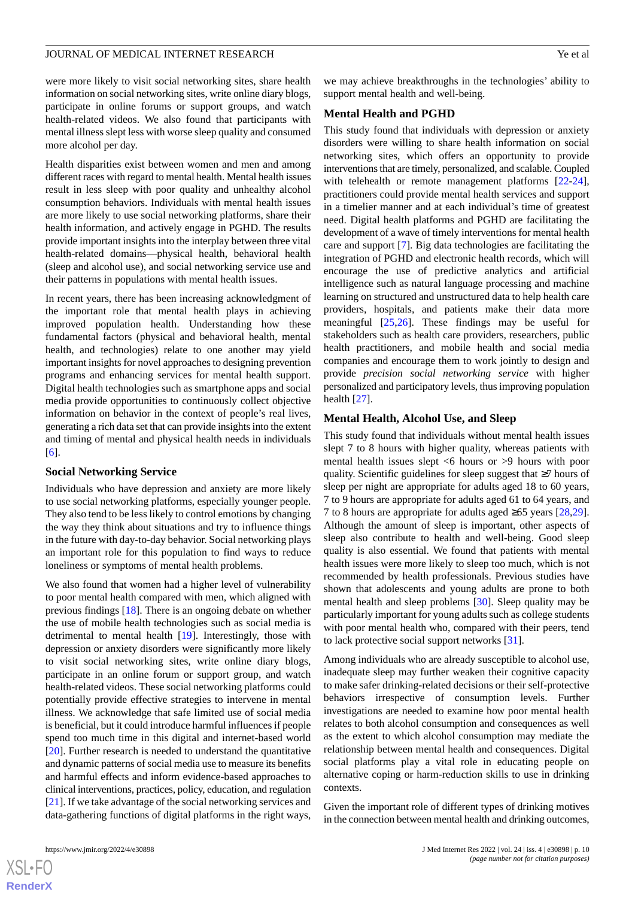were more likely to visit social networking sites, share health information on social networking sites, write online diary blogs, participate in online forums or support groups, and watch health-related videos. We also found that participants with mental illness slept less with worse sleep quality and consumed more alcohol per day.

Health disparities exist between women and men and among different races with regard to mental health. Mental health issues result in less sleep with poor quality and unhealthy alcohol consumption behaviors. Individuals with mental health issues are more likely to use social networking platforms, share their health information, and actively engage in PGHD. The results provide important insights into the interplay between three vital health-related domains—physical health, behavioral health (sleep and alcohol use), and social networking service use and their patterns in populations with mental health issues.

In recent years, there has been increasing acknowledgment of the important role that mental health plays in achieving improved population health. Understanding how these fundamental factors (physical and behavioral health, mental health, and technologies) relate to one another may yield important insights for novel approaches to designing prevention programs and enhancing services for mental health support. Digital health technologies such as smartphone apps and social media provide opportunities to continuously collect objective information on behavior in the context of people's real lives, generating a rich data set that can provide insights into the extent and timing of mental and physical health needs in individuals [6].

### Social Networking Service

Individuals who have depression and anxiety are more likely to use social networking platforms, especially younger people. They also tend to be less likely to control emotions by changing the way they think about situations and try to influence things in the future with day-to-day behavior. Social networking plays an important role for this population to find ways to reduce loneliness or symptoms of mental health problems.

We also found that women had a higher level of vulnerability to poor mental health compared with men, which aligned with previous findings [18]. There is an ongoing debate on whether the use of mobile health technologies such as social media is detrimental to mental health [19]. Interestingly, those with depression or anxiety disorders were significantly more likely to visit social networking sites, write online diary blogs, participate in an online forum or support group, and watch health-related videos. These social networking platforms could potentially provide effective strategies to intervene in mental illness. We acknowledge that safe limited use of social media is beneficial, but it could introduce harmful influences if people spend too much time in this digital and internet-based world [20]. Further research is needed to understand the quantitative and dynamic patterns of social media use to measure its benefits and harmful effects and inform evidence-based approaches to clinical interventions, practices, policy, education, and regulation [21]. If we take advantage of the social networking services and data-gathering functions of digital platforms in the right ways, we may achieve breakthroughs in the technologies' ability to support mental health and well-being.

### Mental Health and PGHD

This study found that individuals with depression or anxiety disorders were willing to share health information on social networking sites, which offers an opportunity to provide interventions that are timely, personalized, and scalable. Coupled with telehealth or remote management platforms [22-24], practitioners could provide mental health services and support in a timelier manner and at each individual's time of greatest need. Digital health platforms and PGHD are facilitating the development of a wave of timely interventions for mental health care and support [7]. Big data technologies are facilitating the integration of PGHD and electronic health records, which will encourage the use of predictive analytics and artificial intelligence such as natural language processing and machine learning on structured and unstructured data to help health care providers, hospitals, and patients make their data more meaningful [25,26]. These findings may be useful for stakeholders such as health care providers, researchers, public health practitioners, and mobile health and social media companies and encourage them to work jointly to design and provide *precision social networking service* with higher personalized and participatory levels, thus improving population health [27].

### Mental Health, Alcohol Use, and Sleep

This study found that individuals without mental health issues slept 7 to 8 hours with higher quality, whereas patients with mental health issues slept <6 hours or >9 hours with poor quality. Scientific guidelines for sleep suggest that ≥7 hours of sleep per night are appropriate for adults aged 18 to 60 years, 7 to 9 hours are appropriate for adults aged 61 to 64 years, and 7 to 8 hours are appropriate for adults aged ≥65 years [28,29]. Although the amount of sleep is important, other aspects of sleep also contribute to health and well-being. Good sleep quality is also essential. We found that patients with mental health issues were more likely to sleep too much, which is not recommended by health professionals. Previous studies have shown that adolescents and young adults are prone to both mental health and sleep problems [30]. Sleep quality may be particularly important for young adults such as college students with poor mental health who, compared with their peers, tend to lack protective social support networks [31].

Among individuals who are already susceptible to alcohol use, inadequate sleep may further weaken their cognitive capacity to make safer drinking-related decisions or their self-protective behaviors irrespective of consumption levels. Further investigations are needed to examine how poor mental health relates to both alcohol consumption and consequences as well as the extent to which alcohol consumption may mediate the relationship between mental health and consequences. Digital social platforms play a vital role in educating people on alternative coping or harm-reduction skills to use in drinking contexts.

Given the important role of different types of drinking motives in the connection between mental health and drinking outcomes,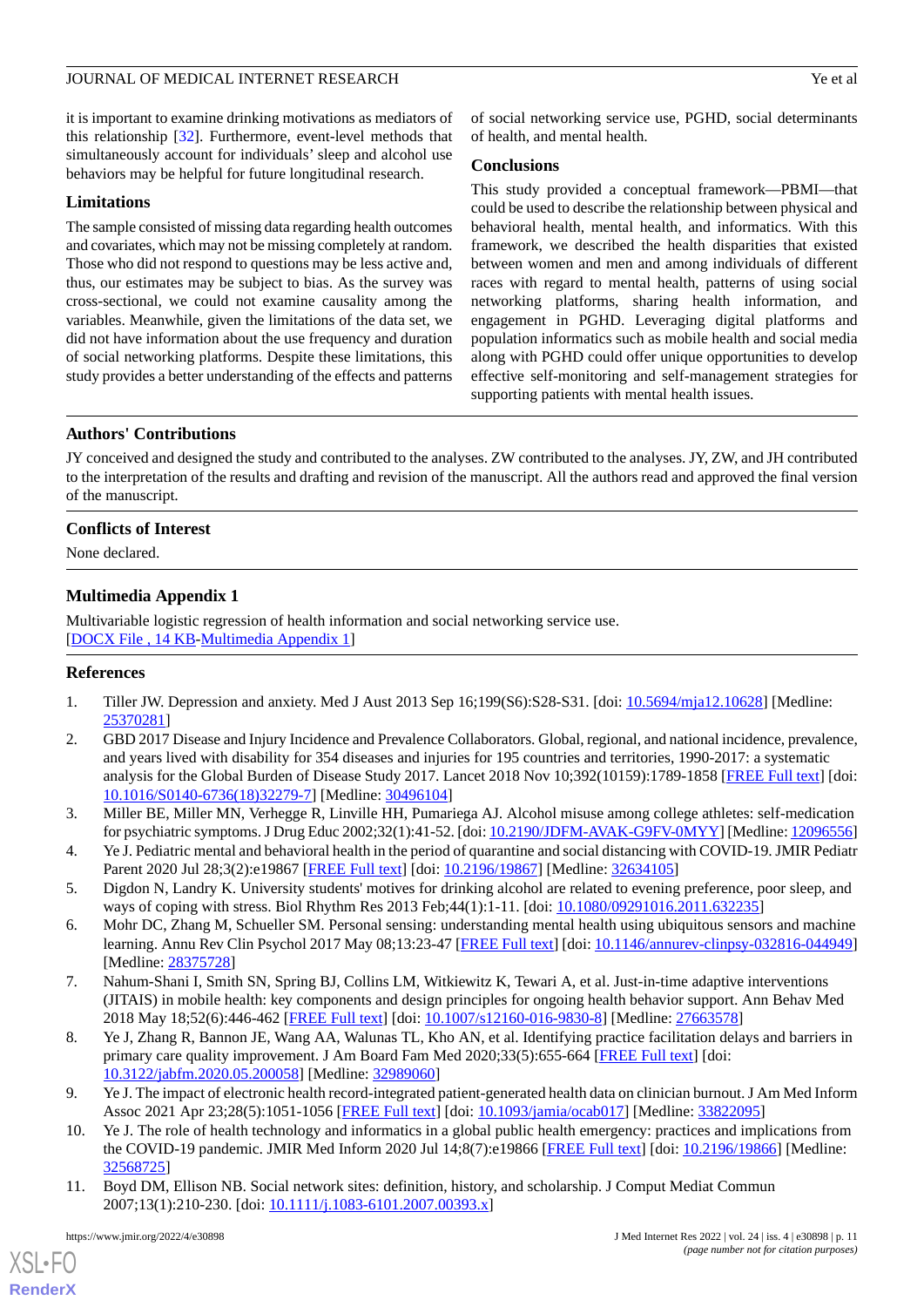it is important to examine drinking motivations as mediators of this relationship [32]. Furthermore, event-level methods that simultaneously account for individuals' sleep and alcohol use behaviors may be helpful for future longitudinal research.

### Limitations

The sample consisted of missing data regarding health outcomes and covariates, which may not be missing completely at random. Those who did not respond to questions may be less active and, thus, our estimates may be subject to bias. As the survey was cross-sectional, we could not examine causality among the variables. Meanwhile, given the limitations of the data set, we did not have information about the use frequency and duration of social networking platforms. Despite these limitations, this study provides a better understanding of the effects and patterns of social networking service use, PGHD, social determinants of health, and mental health.

### Conclusions

This study provided a conceptual framework—PBMI—that could be used to describe the relationship between physical and behavioral health, mental health, and informatics. With this framework, we described the health disparities that existed between women and men and among individuals of different races with regard to mental health, patterns of using social networking platforms, sharing health information, and engagement in PGHD. Leveraging digital platforms and population informatics such as mobile health and social media along with PGHD could offer unique opportunities to develop effective self-monitoring and self-management strategies for supporting patients with mental health issues.

## Authors' Contributions

JY conceived and designed the study and contributed to the analyses. ZW contributed to the analyses. JY, ZW, and JH contributed to the interpretation of the results and drafting and revision of the manuscript. All the authors read and approved the final version of the manuscript.

## Conflicts of Interest

None declared.

## Multimedia Appendix 1

Multivariable logistic regression of health information and social networking service use.
[DOCX File , 14 KB-Multimedia Appendix 1]

## References

1. Tiller JW. Depression and anxiety. Med J Aust 2013 Sep 16;199(S6):S28-S31. [doi: 10.5694/mja12.10628] [Medline: 25370281]
2. GBD 2017 Disease and Injury Incidence and Prevalence Collaborators. Global, regional, and national incidence, prevalence, and years lived with disability for 354 diseases and injuries for 195 countries and territories, 1990-2017: a systematic analysis for the Global Burden of Disease Study 2017. Lancet 2018 Nov 10;392(10159):1789-1858 [FREE Full text] [doi: 10.1016/S0140-6736(18)32279-7] [Medline: 30496104]
3. Miller BE, Miller MN, Verhegge R, Linville HH, Pumariega AJ. Alcohol misuse among college athletes: self-medication for psychiatric symptoms. J Drug Educ 2002;32(1):41-52. [doi: 10.2190/JDFM-AVAK-G9FV-0MYY] [Medline: 12096556]
4. Ye J. Pediatric mental and behavioral health in the period of quarantine and social distancing with COVID-19. JMIR Pediatr Parent 2020 Jul 28;3(2):e19867 [FREE Full text] [doi: 10.2196/19867] [Medline: 32634105]
5. Digdon N, Landry K. University students' motives for drinking alcohol are related to evening preference, poor sleep, and ways of coping with stress. Biol Rhythm Res 2013 Feb;44(1):1-11. [doi: 10.1080/09291016.2011.632235]
6. Mohr DC, Zhang M, Schueller SM. Personal sensing: understanding mental health using ubiquitous sensors and machine learning. Annu Rev Clin Psychol 2017 May 08;13:23-47 [FREE Full text] [doi: 10.1146/annurev-clinpsy-032816-044949] [Medline: 28375728]
7. Nahum-Shani I, Smith SN, Spring BJ, Collins LM, Witkiewitz K, Tewari A, et al. Just-in-time adaptive interventions (JITAIS) in mobile health: key components and design principles for ongoing health behavior support. Ann Behav Med 2018 May 18;52(6):446-462 [FREE Full text] [doi: 10.1007/s12160-016-9830-8] [Medline: 27663578]
8. Ye J, Zhang R, Bannon JE, Wang AA, Walunas TL, Kho AN, et al. Identifying practice facilitation delays and barriers in primary care quality improvement. J Am Board Fam Med 2020;33(5):655-664 [FREE Full text] [doi: 10.3122/jabfm.2020.05.200058] [Medline: 32989060]
9. Ye J. The impact of electronic health record-integrated patient-generated health data on clinician burnout. J Am Med Inform Assoc 2021 Apr 23;28(5):1051-1056 [FREE Full text] [doi: 10.1093/jamia/ocab017] [Medline: 33822095]
10. Ye J. The role of health technology and informatics in a global public health emergency: practices and implications from the COVID-19 pandemic. JMIR Med Inform 2020 Jul 14;8(7):e19866 [FREE Full text] [doi: 10.2196/19866] [Medline: 32568725]
11. Boyd DM, Ellison NB. Social network sites: definition, history, and scholarship. J Comput Mediat Commun 2007;13(1):210-230. [doi: 10.1111/j.1083-6101.2007.00393.x]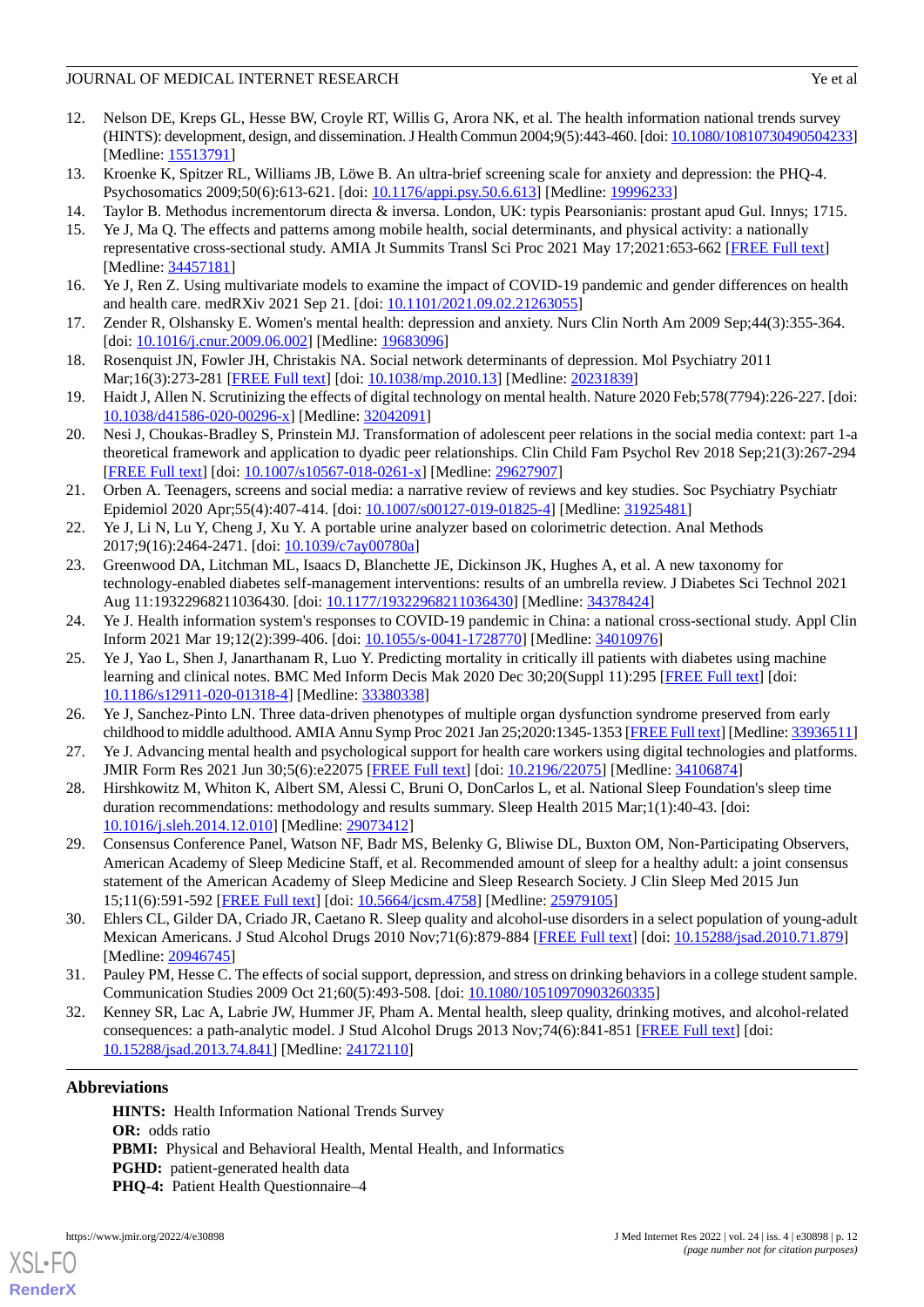12. Nelson DE, Kreps GL, Hesse BW, Croyle RT, Willis G, Arora NK, et al. The health information national trends survey (HINTS): development, design, and dissemination. J Health Commun 2004;9(5):443-460. [doi: 10.1080/10810730490504233] [Medline: 15513791]
13. Kroenke K, Spitzer RL, Williams JB, Löwe B. An ultra-brief screening scale for anxiety and depression: the PHQ-4. Psychosomatics 2009;50(6):613-621. [doi: 10.1176/appi.psy.50.6.613] [Medline: 19996233]
14. Taylor B. Methodus incrementorum directa & inversa. London, UK: typis Pearsonianis: prostant apud Gul. Innys; 1715.
15. Ye J, Ma Q. The effects and patterns among mobile health, social determinants, and physical activity: a nationally representative cross-sectional study. AMIA Jt Summits Transl Sci Proc 2021 May 17;2021:653-662 [FREE Full text] [Medline: 34457181]
16. Ye J, Ren Z. Using multivariate models to examine the impact of COVID-19 pandemic and gender differences on health and health care. medRXiv 2021 Sep 21. [doi: 10.1101/2021.09.02.21263055]
17. Zender R, Olshansky E. Women's mental health: depression and anxiety. Nurs Clin North Am 2009 Sep;44(3):355-364. [doi: 10.1016/j.cnur.2009.06.002] [Medline: 19683096]
18. Rosenquist JN, Fowler JH, Christakis NA. Social network determinants of depression. Mol Psychiatry 2011 Mar;16(3):273-281 [FREE Full text] [doi: 10.1038/mp.2010.13] [Medline: 20231839]
19. Haidt J, Allen N. Scrutinizing the effects of digital technology on mental health. Nature 2020 Feb;578(7794):226-227. [doi: 10.1038/d41586-020-00296-x] [Medline: 32042091]
20. Nesi J, Choukas-Bradley S, Prinstein MJ. Transformation of adolescent peer relations in the social media context: part 1-a theoretical framework and application to dyadic peer relationships. Clin Child Fam Psychol Rev 2018 Sep;21(3):267-294 [FREE Full text] [doi: 10.1007/s10567-018-0261-x] [Medline: 29627907]
21. Orben A. Teenagers, screens and social media: a narrative review of reviews and key studies. Soc Psychiatry Psychiatr Epidemiol 2020 Apr;55(4):407-414. [doi: 10.1007/s00127-019-01825-4] [Medline: 31925481]
22. Ye J, Li N, Lu Y, Cheng J, Xu Y. A portable urine analyzer based on colorimetric detection. Anal Methods 2017;9(16):2464-2471. [doi: 10.1039/c7ay00780a]
23. Greenwood DA, Litchman ML, Isaacs D, Blanchette JE, Dickinson JK, Hughes A, et al. A new taxonomy for technology-enabled diabetes self-management interventions: results of an umbrella review. J Diabetes Sci Technol 2021 Aug 11:19322968211036430. [doi: 10.1177/19322968211036430] [Medline: 34378424]
24. Ye J. Health information system's responses to COVID-19 pandemic in China: a national cross-sectional study. Appl Clin Inform 2021 Mar 19;12(2):399-406. [doi: 10.1055/s-0041-1728770] [Medline: 34010976]
25. Ye J, Yao L, Shen J, Janarthanam R, Luo Y. Predicting mortality in critically ill patients with diabetes using machine learning and clinical notes. BMC Med Inform Decis Mak 2020 Dec 30;20(Suppl 11):295 [FREE Full text] [doi: 10.1186/s12911-020-01318-4] [Medline: 33380338]
26. Ye J, Sanchez-Pinto LN. Three data-driven phenotypes of multiple organ dysfunction syndrome preserved from early childhood to middle adulthood. AMIA Annu Symp Proc 2021 Jan 25;2020:1345-1353 [FREE Full text] [Medline: 33936511]
27. Ye J. Advancing mental health and psychological support for health care workers using digital technologies and platforms. JMIR Form Res 2021 Jun 30;5(6):e22075 [FREE Full text] [doi: 10.2196/22075] [Medline: 34106874]
28. Hirshkowitz M, Whiton K, Albert SM, Alessi C, Bruni O, DonCarlos L, et al. National Sleep Foundation's sleep time duration recommendations: methodology and results summary. Sleep Health 2015 Mar;1(1):40-43. [doi: 10.1016/j.sleh.2014.12.010] [Medline: 29073412]
29. Consensus Conference Panel, Watson NF, Badr MS, Belenky G, Bliwise DL, Buxton OM, Non-Participating Observers, American Academy of Sleep Medicine Staff, et al. Recommended amount of sleep for a healthy adult: a joint consensus statement of the American Academy of Sleep Medicine and Sleep Research Society. J Clin Sleep Med 2015 Jun 15;11(6):591-592 [FREE Full text] [doi: 10.5664/jcsm.4758] [Medline: 25979105]
30. Ehlers CL, Gilder DA, Criado JR, Caetano R. Sleep quality and alcohol-use disorders in a select population of young-adult Mexican Americans. J Stud Alcohol Drugs 2010 Nov;71(6):879-884 [FREE Full text] [doi: 10.15288/jsad.2010.71.879] [Medline: 20946745]
31. Pauley PM, Hesse C. The effects of social support, depression, and stress on drinking behaviors in a college student sample. Communication Studies 2009 Oct 21;60(5):493-508. [doi: 10.1080/10510970903260335]
32. Kenney SR, Lac A, Labrie JW, Hummer JF, Pham A. Mental health, sleep quality, drinking motives, and alcohol-related consequences: a path-analytic model. J Stud Alcohol Drugs 2013 Nov;74(6):841-851 [FREE Full text] [doi: 10.15288/jsad.2013.74.841] [Medline: 24172110]

## Abbreviations

**HINTS:** Health Information National Trends Survey
**OR:** odds ratio
**PBMI:** Physical and Behavioral Health, Mental Health, and Informatics
**PGHD:** patient-generated health data
**PHQ-4:** Patient Health Questionnaire–4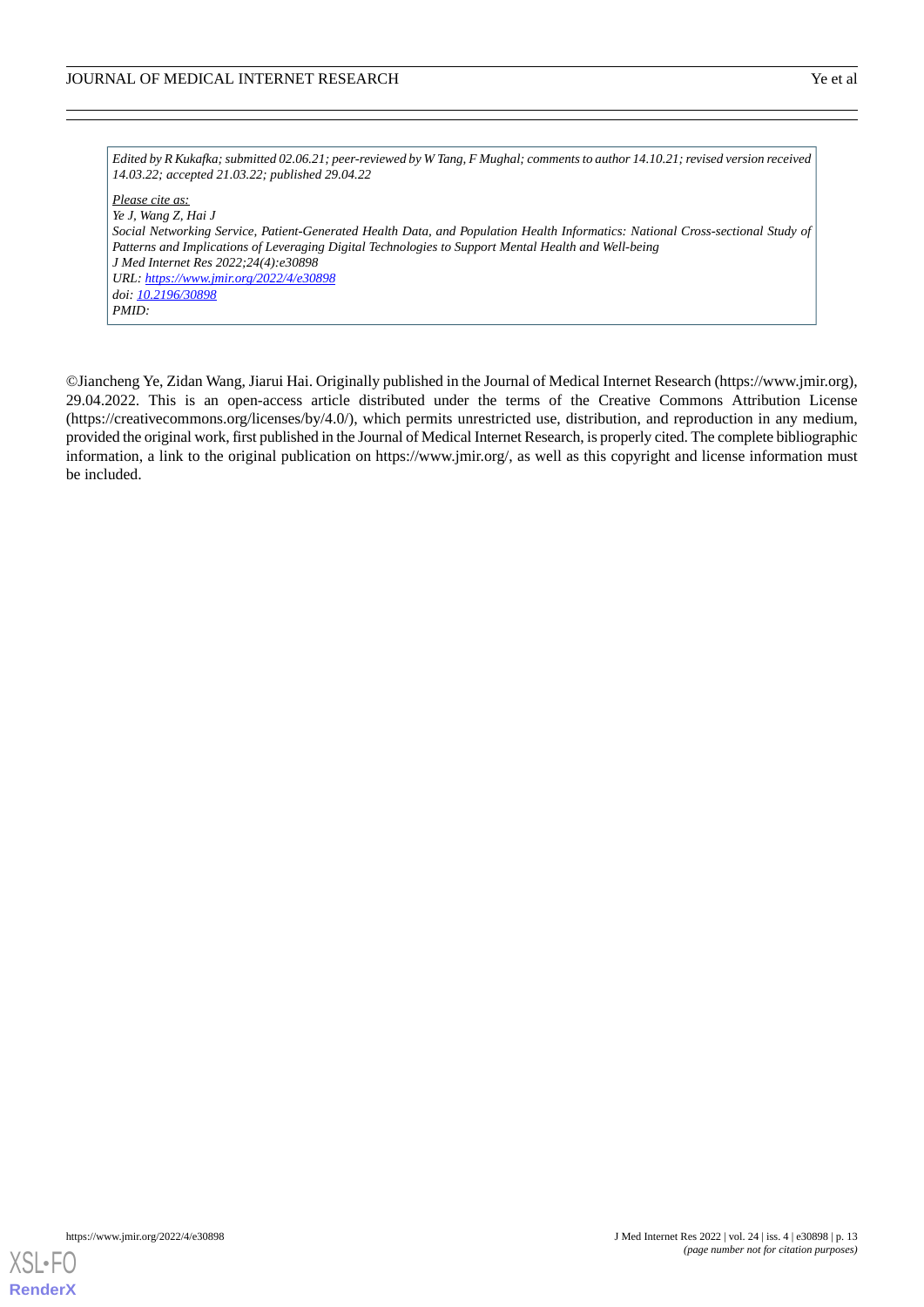*Edited by R Kukafka; submitted 02.06.21; peer-reviewed by W Tang, F Mughal; comments to author 14.10.21; revised version received 14.03.22; accepted 21.03.22; published 29.04.22*

*Please cite as:*
*Ye J, Wang Z, Hai J*
*Social Networking Service, Patient-Generated Health Data, and Population Health Informatics: National Cross-sectional Study of Patterns and Implications of Leveraging Digital Technologies to Support Mental Health and Well-being*
*J Med Internet Res 2022;24(4):e30898*
*URL: https://www.jmir.org/2022/4/e30898*
*doi: 10.2196/30898*
*PMID:*

©Jiancheng Ye, Zidan Wang, Jiarui Hai. Originally published in the Journal of Medical Internet Research (https://www.jmir.org), 29.04.2022. This is an open-access article distributed under the terms of the Creative Commons Attribution License (https://creativecommons.org/licenses/by/4.0/), which permits unrestricted use, distribution, and reproduction in any medium, provided the original work, first published in the Journal of Medical Internet Research, is properly cited. The complete bibliographic information, a link to the original publication on https://www.jmir.org/, as well as this copyright and license information must be included.